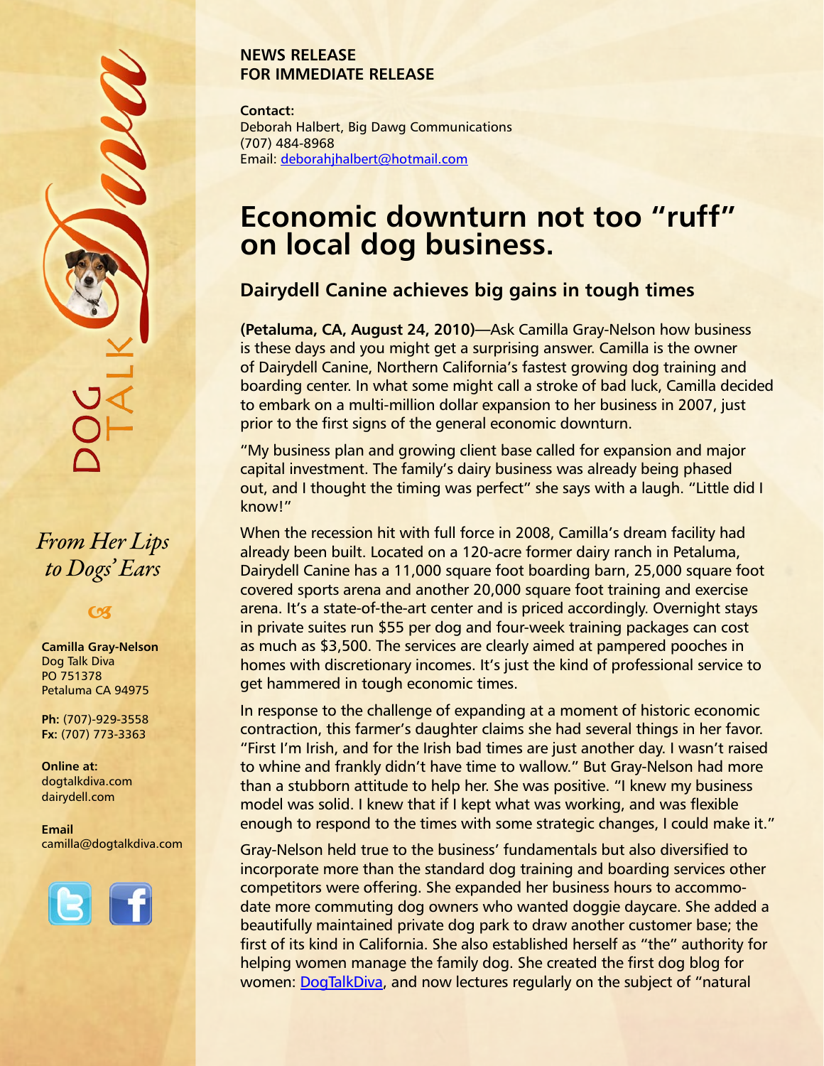**NEWS RELEASE**
**FOR IMMEDIATE RELEASE**

**Contact:**
Deborah Halbert, Big Dawg Communications
(707) 484-8968
Email: deborahjhalbert@hotmail.com

# Economic downturn not too "ruff" on local dog business.

## Dairydell Canine achieves big gains in tough times

**(Petaluma, CA, August 24, 2010)**—Ask Camilla Gray-Nelson how business is these days and you might get a surprising answer. Camilla is the owner of Dairydell Canine, Northern California's fastest growing dog training and boarding center. In what some might call a stroke of bad luck, Camilla decided to embark on a multi-million dollar expansion to her business in 2007, just prior to the first signs of the general economic downturn.

"My business plan and growing client base called for expansion and major capital investment. The family's dairy business was already being phased out, and I thought the timing was perfect" she says with a laugh. "Little did I know!"

When the recession hit with full force in 2008, Camilla's dream facility had already been built. Located on a 120-acre former dairy ranch in Petaluma, Dairydell Canine has a 11,000 square foot boarding barn, 25,000 square foot covered sports arena and another 20,000 square foot training and exercise arena. It's a state-of-the-art center and is priced accordingly. Overnight stays in private suites run $55 per dog and four-week training packages can cost as much as $3,500. The services are clearly aimed at pampered pooches in homes with discretionary incomes. It's just the kind of professional service to get hammered in tough economic times.

In response to the challenge of expanding at a moment of historic economic contraction, this farmer's daughter claims she had several things in her favor. "First I'm Irish, and for the Irish bad times are just another day. I wasn't raised to whine and frankly didn't have time to wallow." But Gray-Nelson had more than a stubborn attitude to help her. She was positive. "I knew my business model was solid. I knew that if I kept what was working, and was flexible enough to respond to the times with some strategic changes, I could make it."

Gray-Nelson held true to the business' fundamentals but also diversified to incorporate more than the standard dog training and boarding services other competitors were offering. She expanded her business hours to accommodate more commuting dog owners who wanted doggie daycare. She added a beautifully maintained private dog park to draw another customer base; the first of its kind in California. She also established herself as "the" authority for helping women manage the family dog. She created the first dog blog for women: DogTalkDiva, and now lectures regularly on the subject of "natural

DOG TALK Diva

*From Her Lips to Dogs' Ears*

**Camilla Gray-Nelson**
Dog Talk Diva
PO 751378
Petaluma CA 94975

**Ph:** (707)-929-3558
**Fx:** (707) 773-3363

**Online at:**
dogtalkdiva.com
dairydell.com

**Email**
camilla@dogtalkdiva.com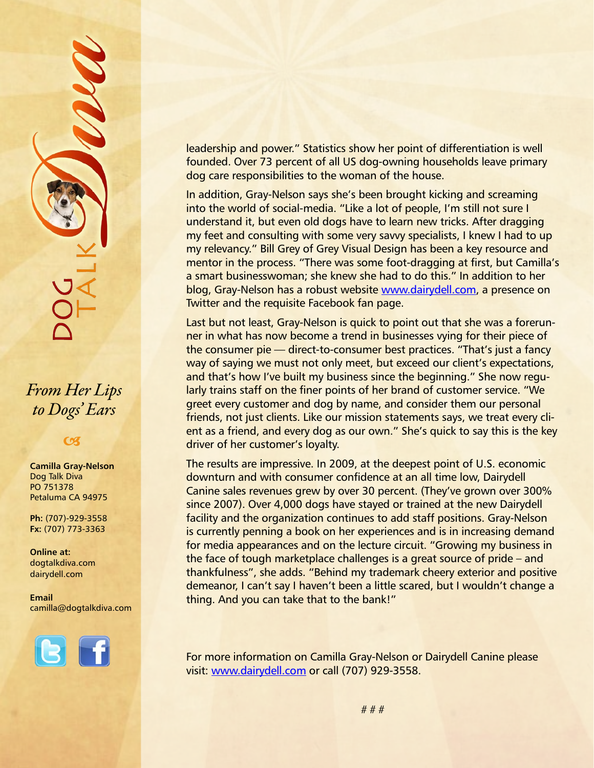leadership and power." Statistics show her point of differentiation is well founded. Over 73 percent of all US dog-owning households leave primary dog care responsibilities to the woman of the house.

In addition, Gray-Nelson says she's been brought kicking and screaming into the world of social-media. "Like a lot of people, I'm still not sure I understand it, but even old dogs have to learn new tricks. After dragging my feet and consulting with some very savvy specialists, I knew I had to up my relevancy." Bill Grey of Grey Visual Design has been a key resource and mentor in the process. "There was some foot-dragging at first, but Camilla's a smart businesswoman; she knew she had to do this." In addition to her blog, Gray-Nelson has a robust website www.dairydell.com, a presence on Twitter and the requisite Facebook fan page.

Last but not least, Gray-Nelson is quick to point out that she was a forerunner in what has now become a trend in businesses vying for their piece of the consumer pie — direct-to-consumer best practices. "That's just a fancy way of saying we must not only meet, but exceed our client's expectations, and that's how I've built my business since the beginning." She now regularly trains staff on the finer points of her brand of customer service. "We greet every customer and dog by name, and consider them our personal friends, not just clients. Like our mission statements says, we treat every client as a friend, and every dog as our own." She's quick to say this is the key driver of her customer's loyalty.

The results are impressive. In 2009, at the deepest point of U.S. economic downturn and with consumer confidence at an all time low, Dairydell Canine sales revenues grew by over 30 percent. (They've grown over 300% since 2007). Over 4,000 dogs have stayed or trained at the new Dairydell facility and the organization continues to add staff positions. Gray-Nelson is currently penning a book on her experiences and is in increasing demand for media appearances and on the lecture circuit. "Growing my business in the face of tough marketplace challenges is a great source of pride – and thankfulness", she adds. "Behind my trademark cheery exterior and positive demeanor, I can't say I haven't been a little scared, but I wouldn't change a thing. And you can take that to the bank!"

For more information on Camilla Gray-Nelson or Dairydell Canine please visit: www.dairydell.com or call (707) 929-3558.

# # #

DOG TALK Diva

*From Her Lips to Dogs' Ears*

**Camilla Gray-Nelson**
Dog Talk Diva
PO 751378
Petaluma CA 94975

**Ph:** (707)-929-3558
**Fx:** (707) 773-3363

**Online at:**
dogtalkdiva.com
dairydell.com

**Email**
camilla@dogtalkdiva.com